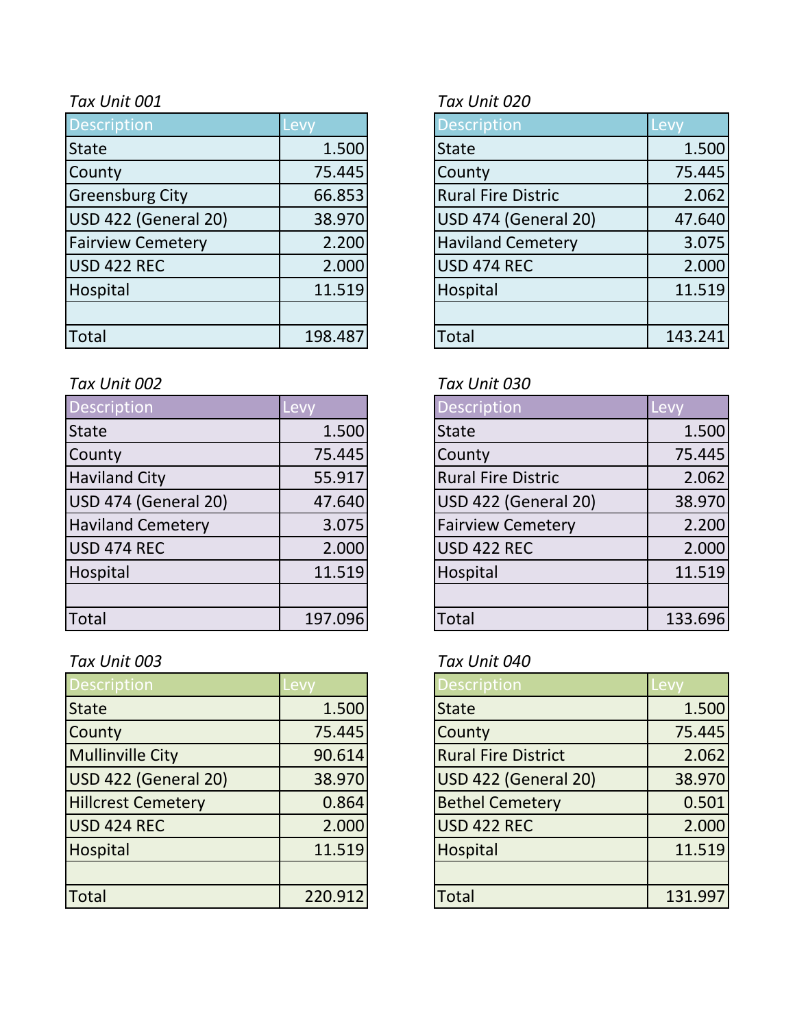*Tax Unit 001*

| Description | Levy |
| --- | --- |
| State | 1.500 |
| County | 75.445 |
| Greensburg City | 66.853 |
| USD 422 (General 20) | 38.970 |
| Fairview Cemetery | 2.200 |
| USD 422 REC | 2.000 |
| Hospital | 11.519 |
| | |
| Total | 198.487 |

*Tax Unit 020*

| Description | Levy |
| --- | --- |
| State | 1.500 |
| County | 75.445 |
| Rural Fire Distric | 2.062 |
| USD 474 (General 20) | 47.640 |
| Haviland Cemetery | 3.075 |
| USD 474 REC | 2.000 |
| Hospital | 11.519 |
| | |
| Total | 143.241 |

*Tax Unit 002*

| Description | Levy |
| --- | --- |
| State | 1.500 |
| County | 75.445 |
| Haviland City | 55.917 |
| USD 474 (General 20) | 47.640 |
| Haviland Cemetery | 3.075 |
| USD 474 REC | 2.000 |
| Hospital | 11.519 |
| | |
| Total | 197.096 |

*Tax Unit 030*

| Description | Levy |
| --- | --- |
| State | 1.500 |
| County | 75.445 |
| Rural Fire Distric | 2.062 |
| USD 422 (General 20) | 38.970 |
| Fairview Cemetery | 2.200 |
| USD 422 REC | 2.000 |
| Hospital | 11.519 |
| | |
| Total | 133.696 |

*Tax Unit 003*

| Description | Levy |
| --- | --- |
| State | 1.500 |
| County | 75.445 |
| Mullinville City | 90.614 |
| USD 422 (General 20) | 38.970 |
| Hillcrest Cemetery | 0.864 |
| USD 424 REC | 2.000 |
| Hospital | 11.519 |
| | |
| Total | 220.912 |

*Tax Unit 040*

| Description | Levy |
| --- | --- |
| State | 1.500 |
| County | 75.445 |
| Rural Fire District | 2.062 |
| USD 422 (General 20) | 38.970 |
| Bethel Cemetery | 0.501 |
| USD 422 REC | 2.000 |
| Hospital | 11.519 |
| | |
| Total | 131.997 |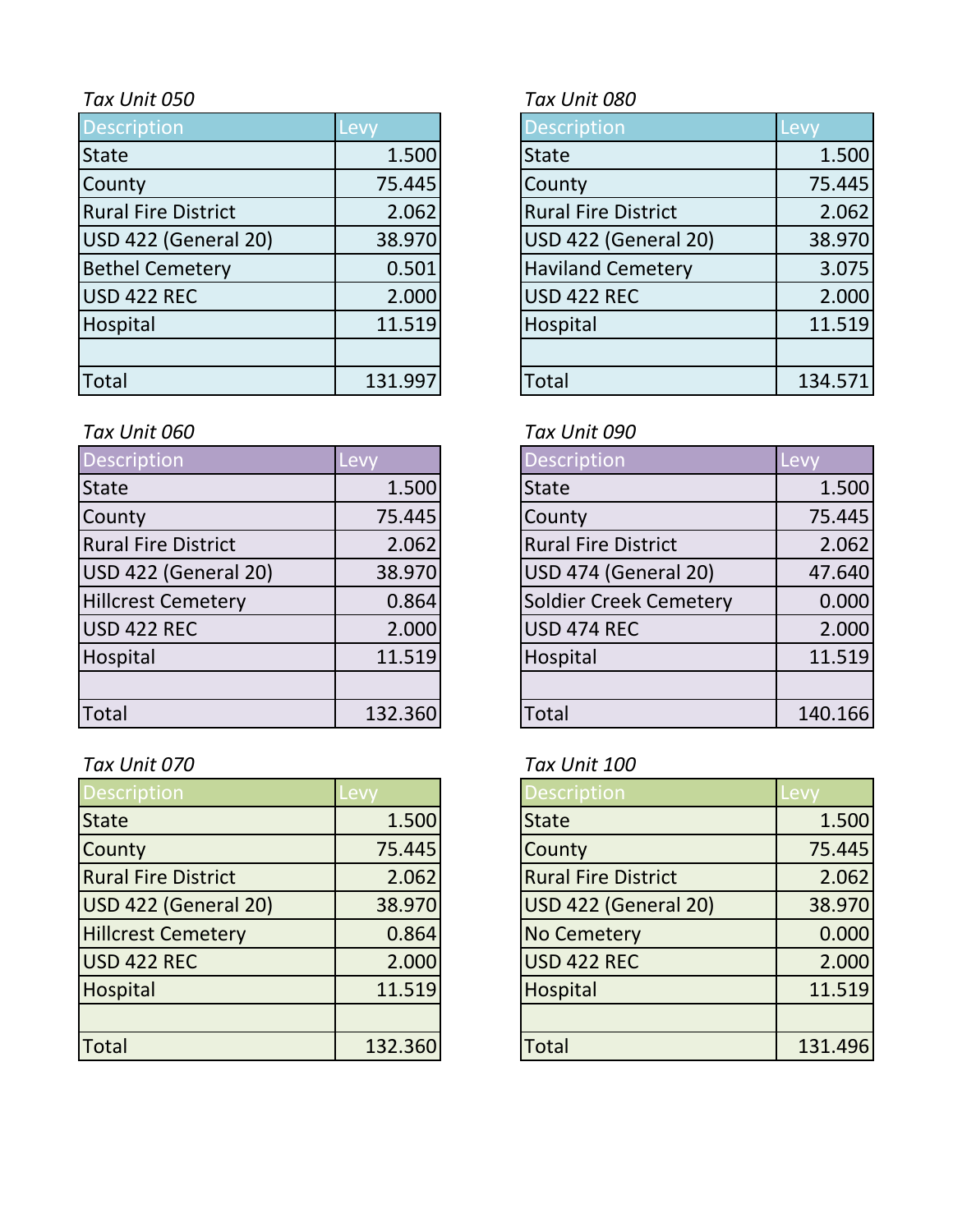*Tax Unit 050*

| Description | Levy |
|---|---|
| State | 1.500 |
| County | 75.445 |
| Rural Fire District | 2.062 |
| USD 422 (General 20) | 38.970 |
| Bethel Cemetery | 0.501 |
| USD 422 REC | 2.000 |
| Hospital | 11.519 |
| | |
| Total | 131.997 |

*Tax Unit 080*

| Description | Levy |
|---|---|
| State | 1.500 |
| County | 75.445 |
| Rural Fire District | 2.062 |
| USD 422 (General 20) | 38.970 |
| Haviland Cemetery | 3.075 |
| USD 422 REC | 2.000 |
| Hospital | 11.519 |
| | |
| Total | 134.571 |

*Tax Unit 060*

| Description | Levy |
|---|---|
| State | 1.500 |
| County | 75.445 |
| Rural Fire District | 2.062 |
| USD 422 (General 20) | 38.970 |
| Hillcrest Cemetery | 0.864 |
| USD 422 REC | 2.000 |
| Hospital | 11.519 |
| | |
| Total | 132.360 |

*Tax Unit 090*

| Description | Levy |
|---|---|
| State | 1.500 |
| County | 75.445 |
| Rural Fire District | 2.062 |
| USD 474 (General 20) | 47.640 |
| Soldier Creek Cemetery | 0.000 |
| USD 474 REC | 2.000 |
| Hospital | 11.519 |
| | |
| Total | 140.166 |

*Tax Unit 070*

| Description | Levy |
|---|---|
| State | 1.500 |
| County | 75.445 |
| Rural Fire District | 2.062 |
| USD 422 (General 20) | 38.970 |
| Hillcrest Cemetery | 0.864 |
| USD 422 REC | 2.000 |
| Hospital | 11.519 |
| | |
| Total | 132.360 |

*Tax Unit 100*

| Description | Levy |
|---|---|
| State | 1.500 |
| County | 75.445 |
| Rural Fire District | 2.062 |
| USD 422 (General 20) | 38.970 |
| No Cemetery | 0.000 |
| USD 422 REC | 2.000 |
| Hospital | 11.519 |
| | |
| Total | 131.496 |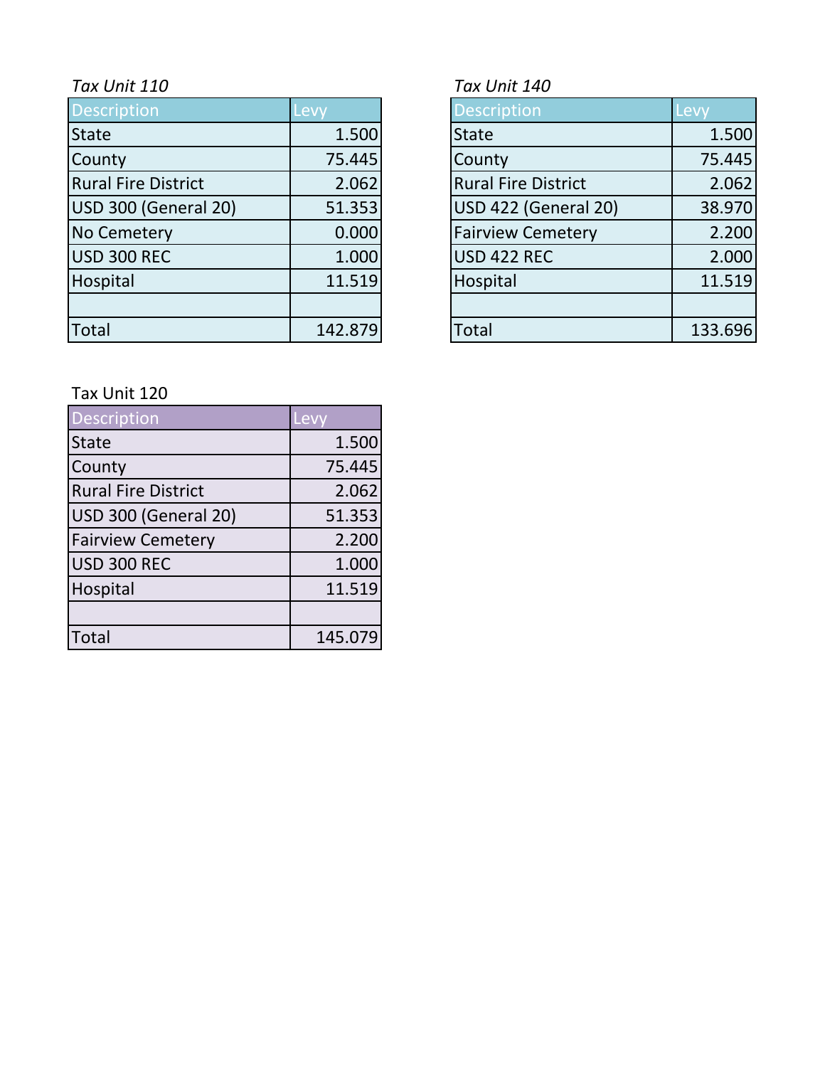*Tax Unit 110*

| Description | Levy |
|---|---|
| State | 1.500 |
| County | 75.445 |
| Rural Fire District | 2.062 |
| USD 300 (General 20) | 51.353 |
| No Cemetery | 0.000 |
| USD 300 REC | 1.000 |
| Hospital | 11.519 |
| | |
| Total | 142.879 |

*Tax Unit 140*

| Description | Levy |
|---|---|
| State | 1.500 |
| County | 75.445 |
| Rural Fire District | 2.062 |
| USD 422 (General 20) | 38.970 |
| Fairview Cemetery | 2.200 |
| USD 422 REC | 2.000 |
| Hospital | 11.519 |
| | |
| Total | 133.696 |

Tax Unit 120

| Description | Levy |
|---|---|
| State | 1.500 |
| County | 75.445 |
| Rural Fire District | 2.062 |
| USD 300 (General 20) | 51.353 |
| Fairview Cemetery | 2.200 |
| USD 300 REC | 1.000 |
| Hospital | 11.519 |
| | |
| Total | 145.079 |